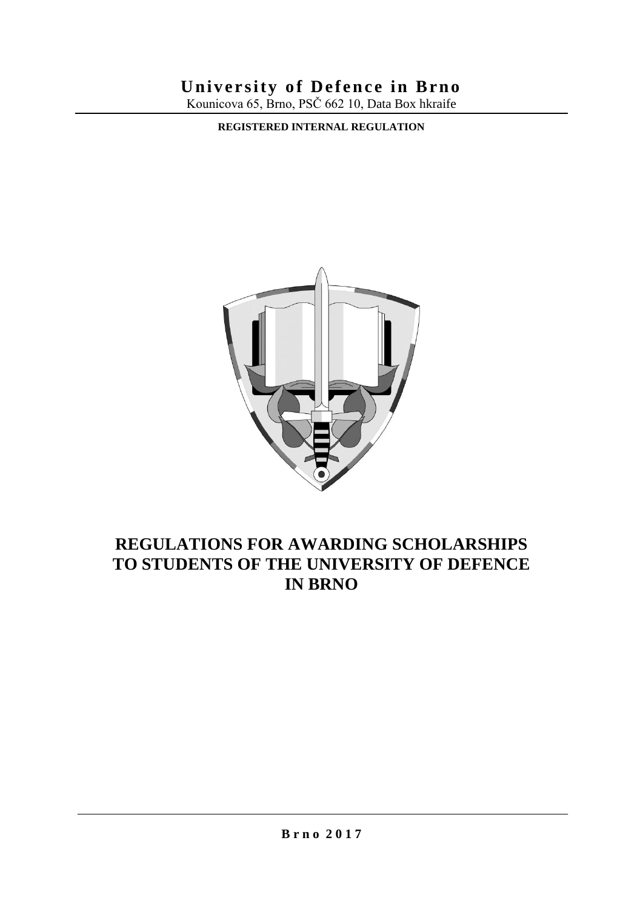**University of Defence in Brno**

Kounicova 65, Brno, PSČ 662 10, Data Box hkraife

**REGISTERED INTERNAL REGULATION**

# REGULATIONS FOR AWARDING SCHOLARSHIPS TO STUDENTS OF THE UNIVERSITY OF DEFENCE IN BRNO

**Brno 2017**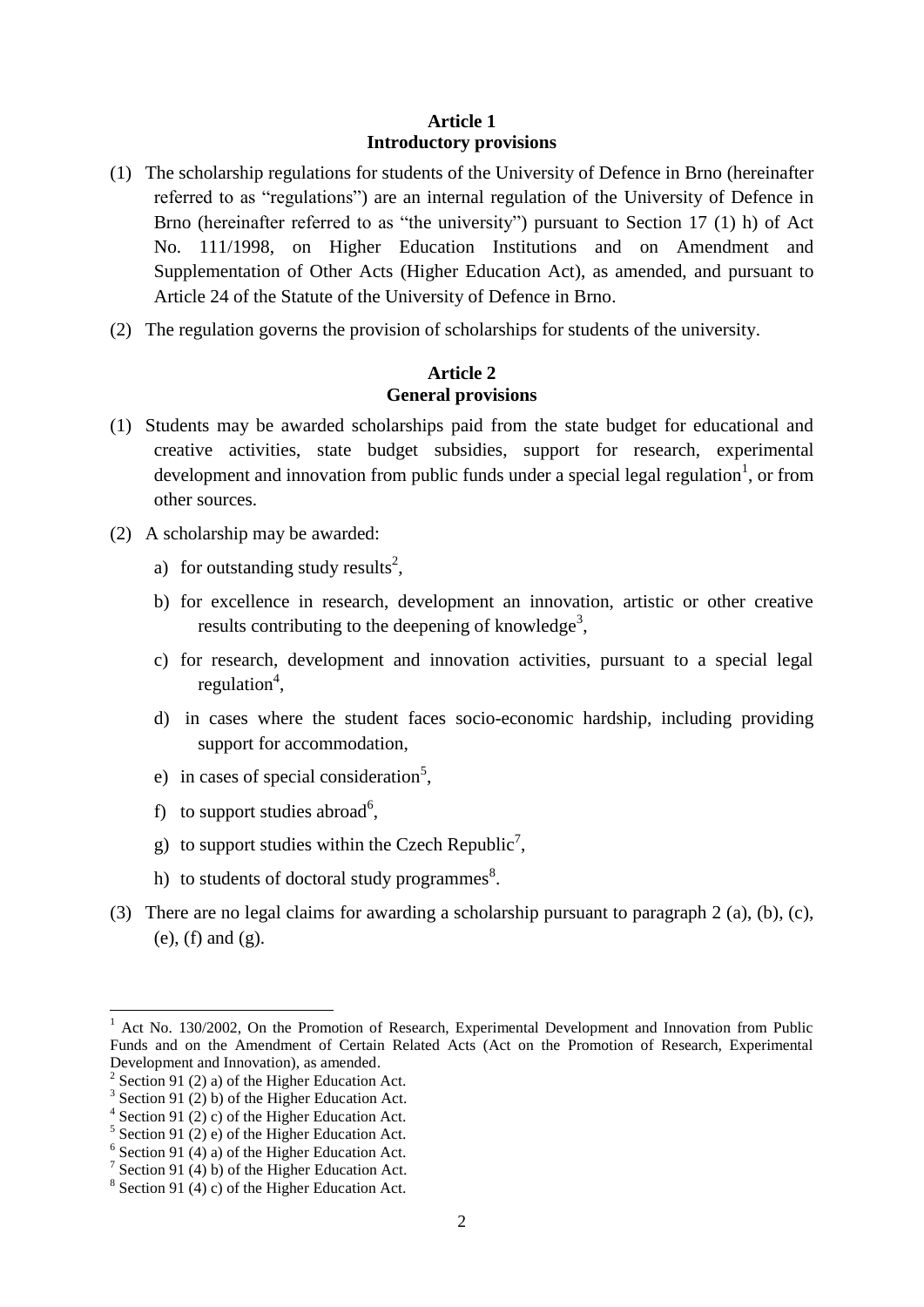## Article 1
## Introductory provisions

(1) The scholarship regulations for students of the University of Defence in Brno (hereinafter referred to as "regulations") are an internal regulation of the University of Defence in Brno (hereinafter referred to as "the university") pursuant to Section 17 (1) h) of Act No. 111/1998, on Higher Education Institutions and on Amendment and Supplementation of Other Acts (Higher Education Act), as amended, and pursuant to Article 24 of the Statute of the University of Defence in Brno.

(2) The regulation governs the provision of scholarships for students of the university.

## Article 2
## General provisions

(1) Students may be awarded scholarships paid from the state budget for educational and creative activities, state budget subsidies, support for research, experimental development and innovation from public funds under a special legal regulation[1], or from other sources.

(2) A scholarship may be awarded:

a) for outstanding study results[2],

b) for excellence in research, development an innovation, artistic or other creative results contributing to the deepening of knowledge[3],

c) for research, development and innovation activities, pursuant to a special legal regulation[4],

d) in cases where the student faces socio-economic hardship, including providing support for accommodation,

e) in cases of special consideration[5],

f) to support studies abroad[6],

g) to support studies within the Czech Republic[7],

h) to students of doctoral study programmes[8].

(3) There are no legal claims for awarding a scholarship pursuant to paragraph 2 (a), (b), (c), (e), (f) and (g).

---

[1] Act No. 130/2002, On the Promotion of Research, Experimental Development and Innovation from Public Funds and on the Amendment of Certain Related Acts (Act on the Promotion of Research, Experimental Development and Innovation), as amended.

[2] Section 91 (2) a) of the Higher Education Act.

[3] Section 91 (2) b) of the Higher Education Act.

[4] Section 91 (2) c) of the Higher Education Act.

[5] Section 91 (2) e) of the Higher Education Act.

[6] Section 91 (4) a) of the Higher Education Act.

[7] Section 91 (4) b) of the Higher Education Act.

[8] Section 91 (4) c) of the Higher Education Act.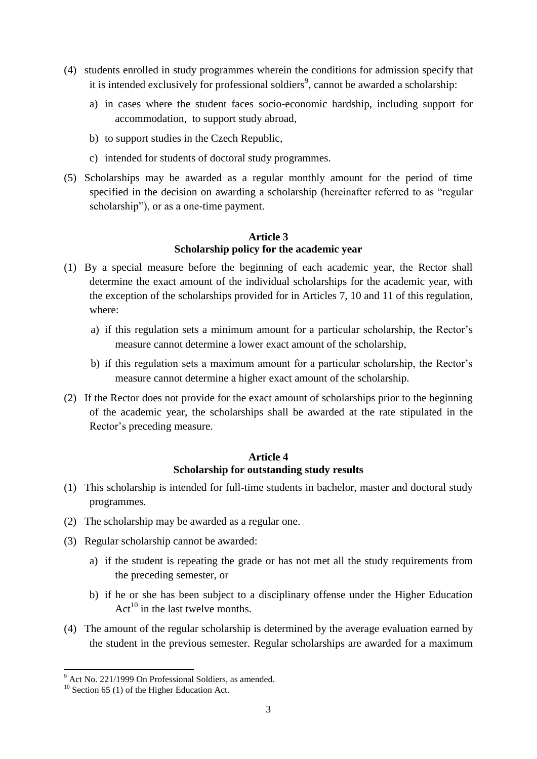(4) students enrolled in study programmes wherein the conditions for admission specify that it is intended exclusively for professional soldiers[9], cannot be awarded a scholarship:

a) in cases where the student faces socio-economic hardship, including support for accommodation, to support study abroad,

b) to support studies in the Czech Republic,

c) intended for students of doctoral study programmes.

(5) Scholarships may be awarded as a regular monthly amount for the period of time specified in the decision on awarding a scholarship (hereinafter referred to as "regular scholarship"), or as a one-time payment.

## Article 3
## Scholarship policy for the academic year

(1) By a special measure before the beginning of each academic year, the Rector shall determine the exact amount of the individual scholarships for the academic year, with the exception of the scholarships provided for in Articles 7, 10 and 11 of this regulation, where:

a) if this regulation sets a minimum amount for a particular scholarship, the Rector's measure cannot determine a lower exact amount of the scholarship,

b) if this regulation sets a maximum amount for a particular scholarship, the Rector's measure cannot determine a higher exact amount of the scholarship.

(2) If the Rector does not provide for the exact amount of scholarships prior to the beginning of the academic year, the scholarships shall be awarded at the rate stipulated in the Rector's preceding measure.

## Article 4
## Scholarship for outstanding study results

(1) This scholarship is intended for full-time students in bachelor, master and doctoral study programmes.

(2) The scholarship may be awarded as a regular one.

(3) Regular scholarship cannot be awarded:

a) if the student is repeating the grade or has not met all the study requirements from the preceding semester, or

b) if he or she has been subject to a disciplinary offense under the Higher Education Act[10] in the last twelve months.

(4) The amount of the regular scholarship is determined by the average evaluation earned by the student in the previous semester. Regular scholarships are awarded for a maximum

---

[9] Act No. 221/1999 On Professional Soldiers, as amended.

[10] Section 65 (1) of the Higher Education Act.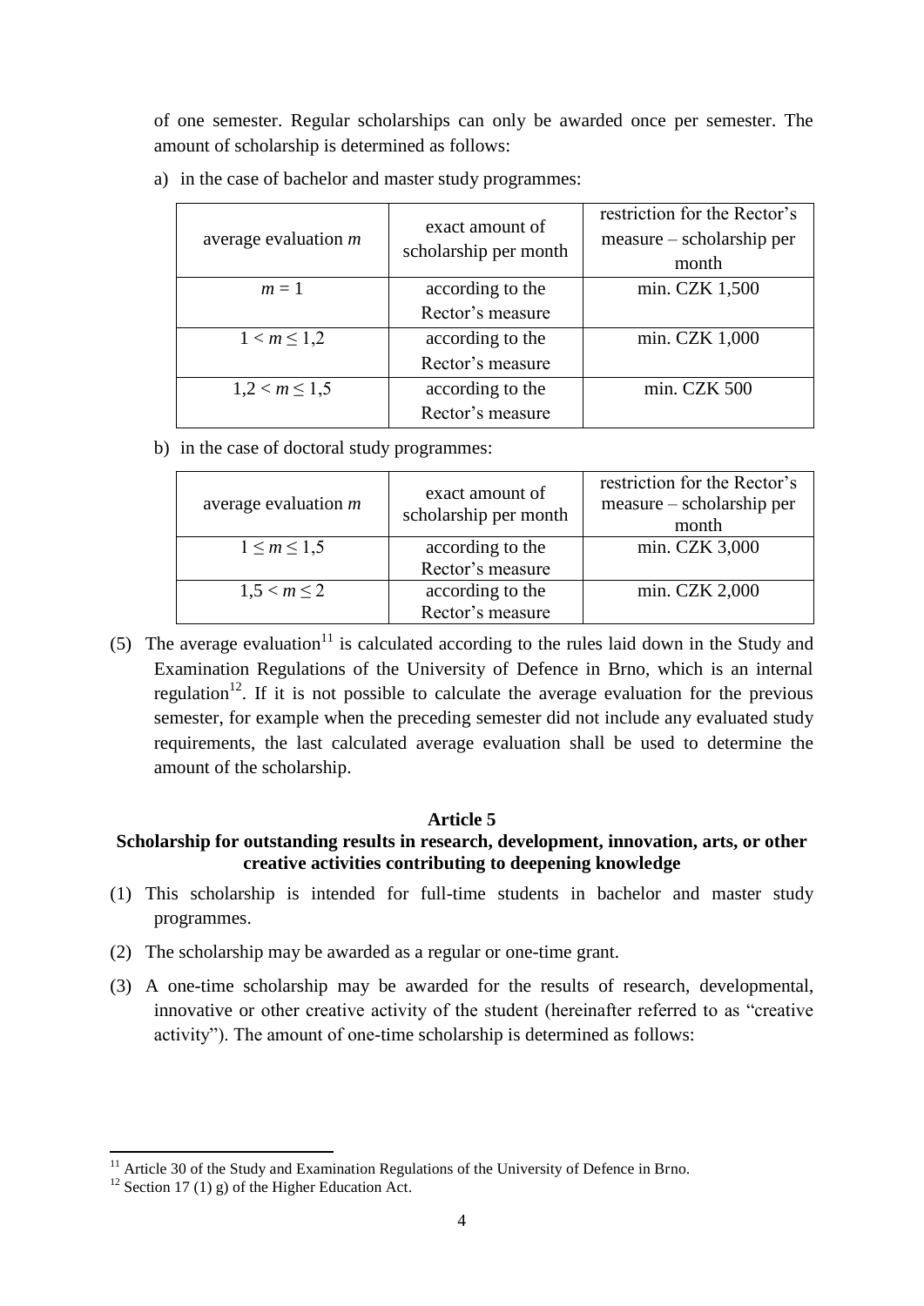of one semester. Regular scholarships can only be awarded once per semester. The amount of scholarship is determined as follows:

a) in the case of bachelor and master study programmes:

| average evaluation *m* | exact amount of scholarship per month | restriction for the Rector's measure – scholarship per month |
|---|---|---|
| $m = 1$ | according to the Rector's measure | min. CZK 1,500 |
| $1 < m \leq 1{,}2$ | according to the Rector's measure | min. CZK 1,000 |
| $1{,}2 < m \leq 1{,}5$ | according to the Rector's measure | min. CZK 500 |

b) in the case of doctoral study programmes:

| average evaluation *m* | exact amount of scholarship per month | restriction for the Rector's measure – scholarship per month |
|---|---|---|
| $1 \leq m \leq 1{,}5$ | according to the Rector's measure | min. CZK 3,000 |
| $1{,}5 < m \leq 2$ | according to the Rector's measure | min. CZK 2,000 |

(5) The average evaluation[11] is calculated according to the rules laid down in the Study and Examination Regulations of the University of Defence in Brno, which is an internal regulation[12]. If it is not possible to calculate the average evaluation for the previous semester, for example when the preceding semester did not include any evaluated study requirements, the last calculated average evaluation shall be used to determine the amount of the scholarship.

## Article 5

### Scholarship for outstanding results in research, development, innovation, arts, or other creative activities contributing to deepening knowledge

(1) This scholarship is intended for full-time students in bachelor and master study programmes.

(2) The scholarship may be awarded as a regular or one-time grant.

(3) A one-time scholarship may be awarded for the results of research, developmental, innovative or other creative activity of the student (hereinafter referred to as "creative activity"). The amount of one-time scholarship is determined as follows:

---

[11] Article 30 of the Study and Examination Regulations of the University of Defence in Brno.

[12] Section 17 (1) g) of the Higher Education Act.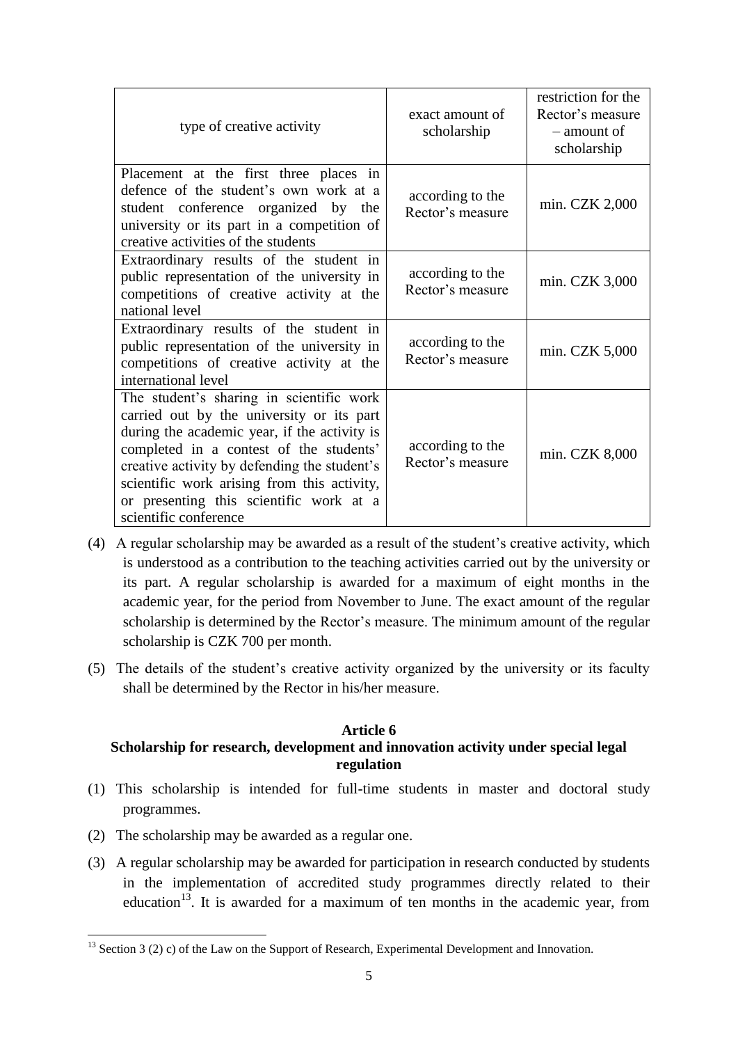| type of creative activity | exact amount of scholarship | restriction for the Rector's measure – amount of scholarship |
|---|---|---|
| Placement at the first three places in defence of the student's own work at a student conference organized by the university or its part in a competition of creative activities of the students | according to the Rector's measure | min. CZK 2,000 |
| Extraordinary results of the student in public representation of the university in competitions of creative activity at the national level | according to the Rector's measure | min. CZK 3,000 |
| Extraordinary results of the student in public representation of the university in competitions of creative activity at the international level | according to the Rector's measure | min. CZK 5,000 |
| The student's sharing in scientific work carried out by the university or its part during the academic year, if the activity is completed in a contest of the students' creative activity by defending the student's scientific work arising from this activity, or presenting this scientific work at a scientific conference | according to the Rector's measure | min. CZK 8,000 |

(4) A regular scholarship may be awarded as a result of the student's creative activity, which is understood as a contribution to the teaching activities carried out by the university or its part. A regular scholarship is awarded for a maximum of eight months in the academic year, for the period from November to June. The exact amount of the regular scholarship is determined by the Rector's measure. The minimum amount of the regular scholarship is CZK 700 per month.

(5) The details of the student's creative activity organized by the university or its faculty shall be determined by the Rector in his/her measure.

### Article 6
### Scholarship for research, development and innovation activity under special legal regulation

(1) This scholarship is intended for full-time students in master and doctoral study programmes.

(2) The scholarship may be awarded as a regular one.

(3) A regular scholarship may be awarded for participation in research conducted by students in the implementation of accredited study programmes directly related to their education[13]. It is awarded for a maximum of ten months in the academic year, from

[13] Section 3 (2) c) of the Law on the Support of Research, Experimental Development and Innovation.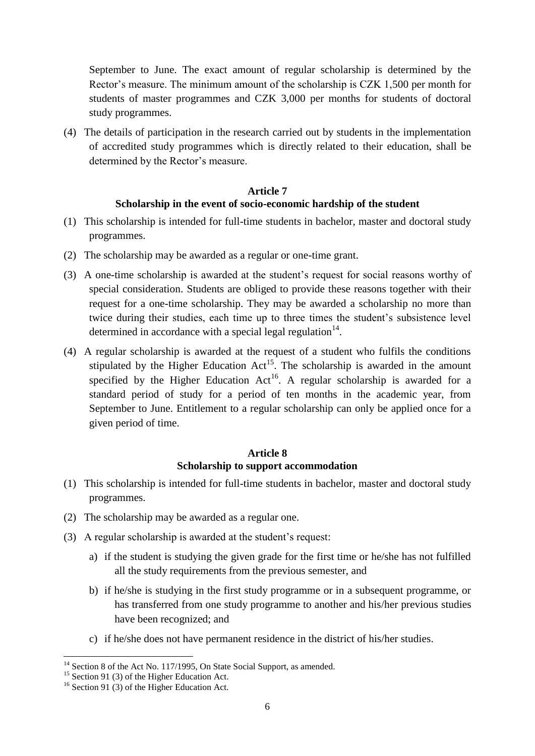September to June. The exact amount of regular scholarship is determined by the Rector's measure. The minimum amount of the scholarship is CZK 1,500 per month for students of master programmes and CZK 3,000 per months for students of doctoral study programmes.

(4) The details of participation in the research carried out by students in the implementation of accredited study programmes which is directly related to their education, shall be determined by the Rector's measure.

## Article 7
## Scholarship in the event of socio-economic hardship of the student

(1) This scholarship is intended for full-time students in bachelor, master and doctoral study programmes.

(2) The scholarship may be awarded as a regular or one-time grant.

(3) A one-time scholarship is awarded at the student's request for social reasons worthy of special consideration. Students are obliged to provide these reasons together with their request for a one-time scholarship. They may be awarded a scholarship no more than twice during their studies, each time up to three times the student's subsistence level determined in accordance with a special legal regulation[14].

(4) A regular scholarship is awarded at the request of a student who fulfils the conditions stipulated by the Higher Education Act[15]. The scholarship is awarded in the amount specified by the Higher Education Act[16]. A regular scholarship is awarded for a standard period of study for a period of ten months in the academic year, from September to June. Entitlement to a regular scholarship can only be applied once for a given period of time.

## Article 8
## Scholarship to support accommodation

(1) This scholarship is intended for full-time students in bachelor, master and doctoral study programmes.

(2) The scholarship may be awarded as a regular one.

(3) A regular scholarship is awarded at the student's request:

a) if the student is studying the given grade for the first time or he/she has not fulfilled all the study requirements from the previous semester, and

b) if he/she is studying in the first study programme or in a subsequent programme, or has transferred from one study programme to another and his/her previous studies have been recognized; and

c) if he/she does not have permanent residence in the district of his/her studies.

---

[14] Section 8 of the Act No. 117/1995, On State Social Support, as amended.

[15] Section 91 (3) of the Higher Education Act.

[16] Section 91 (3) of the Higher Education Act.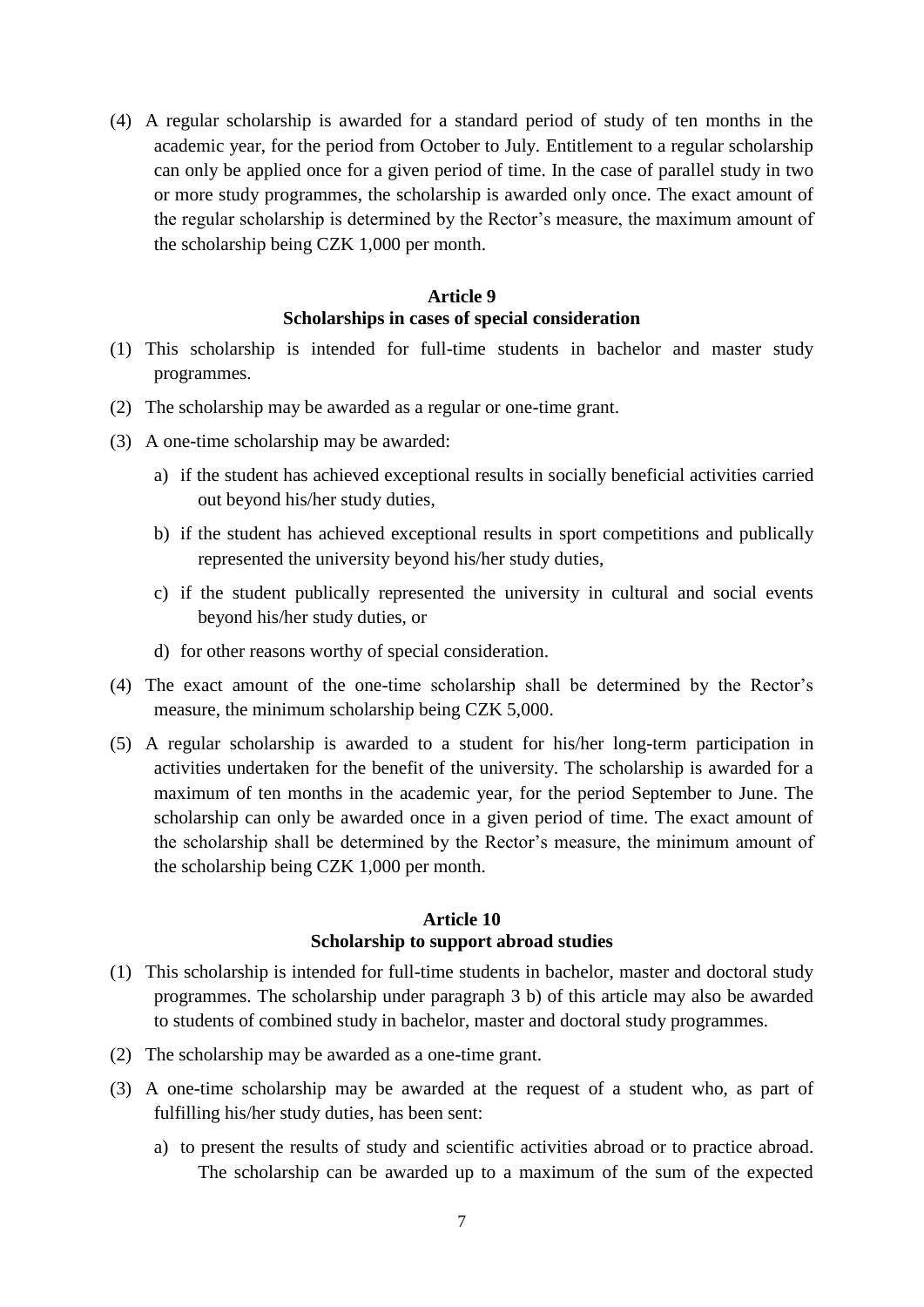(4) A regular scholarship is awarded for a standard period of study of ten months in the academic year, for the period from October to July. Entitlement to a regular scholarship can only be applied once for a given period of time. In the case of parallel study in two or more study programmes, the scholarship is awarded only once. The exact amount of the regular scholarship is determined by the Rector's measure, the maximum amount of the scholarship being CZK 1,000 per month.

**Article 9**
**Scholarships in cases of special consideration**

(1) This scholarship is intended for full-time students in bachelor and master study programmes.

(2) The scholarship may be awarded as a regular or one-time grant.

(3) A one-time scholarship may be awarded:

a) if the student has achieved exceptional results in socially beneficial activities carried out beyond his/her study duties,

b) if the student has achieved exceptional results in sport competitions and publically represented the university beyond his/her study duties,

c) if the student publically represented the university in cultural and social events beyond his/her study duties, or

d) for other reasons worthy of special consideration.

(4) The exact amount of the one-time scholarship shall be determined by the Rector's measure, the minimum scholarship being CZK 5,000.

(5) A regular scholarship is awarded to a student for his/her long-term participation in activities undertaken for the benefit of the university. The scholarship is awarded for a maximum of ten months in the academic year, for the period September to June. The scholarship can only be awarded once in a given period of time. The exact amount of the scholarship shall be determined by the Rector's measure, the minimum amount of the scholarship being CZK 1,000 per month.

**Article 10**
**Scholarship to support abroad studies**

(1) This scholarship is intended for full-time students in bachelor, master and doctoral study programmes. The scholarship under paragraph 3 b) of this article may also be awarded to students of combined study in bachelor, master and doctoral study programmes.

(2) The scholarship may be awarded as a one-time grant.

(3) A one-time scholarship may be awarded at the request of a student who, as part of fulfilling his/her study duties, has been sent:

a) to present the results of study and scientific activities abroad or to practice abroad. The scholarship can be awarded up to a maximum of the sum of the expected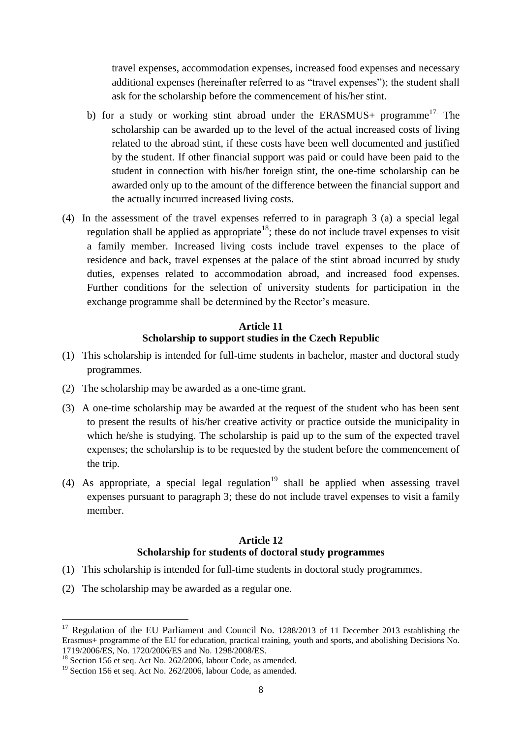travel expenses, accommodation expenses, increased food expenses and necessary additional expenses (hereinafter referred to as "travel expenses"); the student shall ask for the scholarship before the commencement of his/her stint.

b) for a study or working stint abroad under the ERASMUS+ programme[17]. The scholarship can be awarded up to the level of the actual increased costs of living related to the abroad stint, if these costs have been well documented and justified by the student. If other financial support was paid or could have been paid to the student in connection with his/her foreign stint, the one-time scholarship can be awarded only up to the amount of the difference between the financial support and the actually incurred increased living costs.

(4) In the assessment of the travel expenses referred to in paragraph 3 (a) a special legal regulation shall be applied as appropriate[18]; these do not include travel expenses to visit a family member. Increased living costs include travel expenses to the place of residence and back, travel expenses at the palace of the stint abroad incurred by study duties, expenses related to accommodation abroad, and increased food expenses. Further conditions for the selection of university students for participation in the exchange programme shall be determined by the Rector's measure.

### Article 11
### Scholarship to support studies in the Czech Republic

(1) This scholarship is intended for full-time students in bachelor, master and doctoral study programmes.

(2) The scholarship may be awarded as a one-time grant.

(3) A one-time scholarship may be awarded at the request of the student who has been sent to present the results of his/her creative activity or practice outside the municipality in which he/she is studying. The scholarship is paid up to the sum of the expected travel expenses; the scholarship is to be requested by the student before the commencement of the trip.

(4) As appropriate, a special legal regulation[19] shall be applied when assessing travel expenses pursuant to paragraph 3; these do not include travel expenses to visit a family member.

### Article 12
### Scholarship for students of doctoral study programmes

(1) This scholarship is intended for full-time students in doctoral study programmes.

(2) The scholarship may be awarded as a regular one.

---

[17] Regulation of the EU Parliament and Council No. 1288/2013 of 11 December 2013 establishing the Erasmus+ programme of the EU for education, practical training, youth and sports, and abolishing Decisions No. 1719/2006/ES, No. 1720/2006/ES and No. 1298/2008/ES.

[18] Section 156 et seq. Act No. 262/2006, labour Code, as amended.

[19] Section 156 et seq. Act No. 262/2006, labour Code, as amended.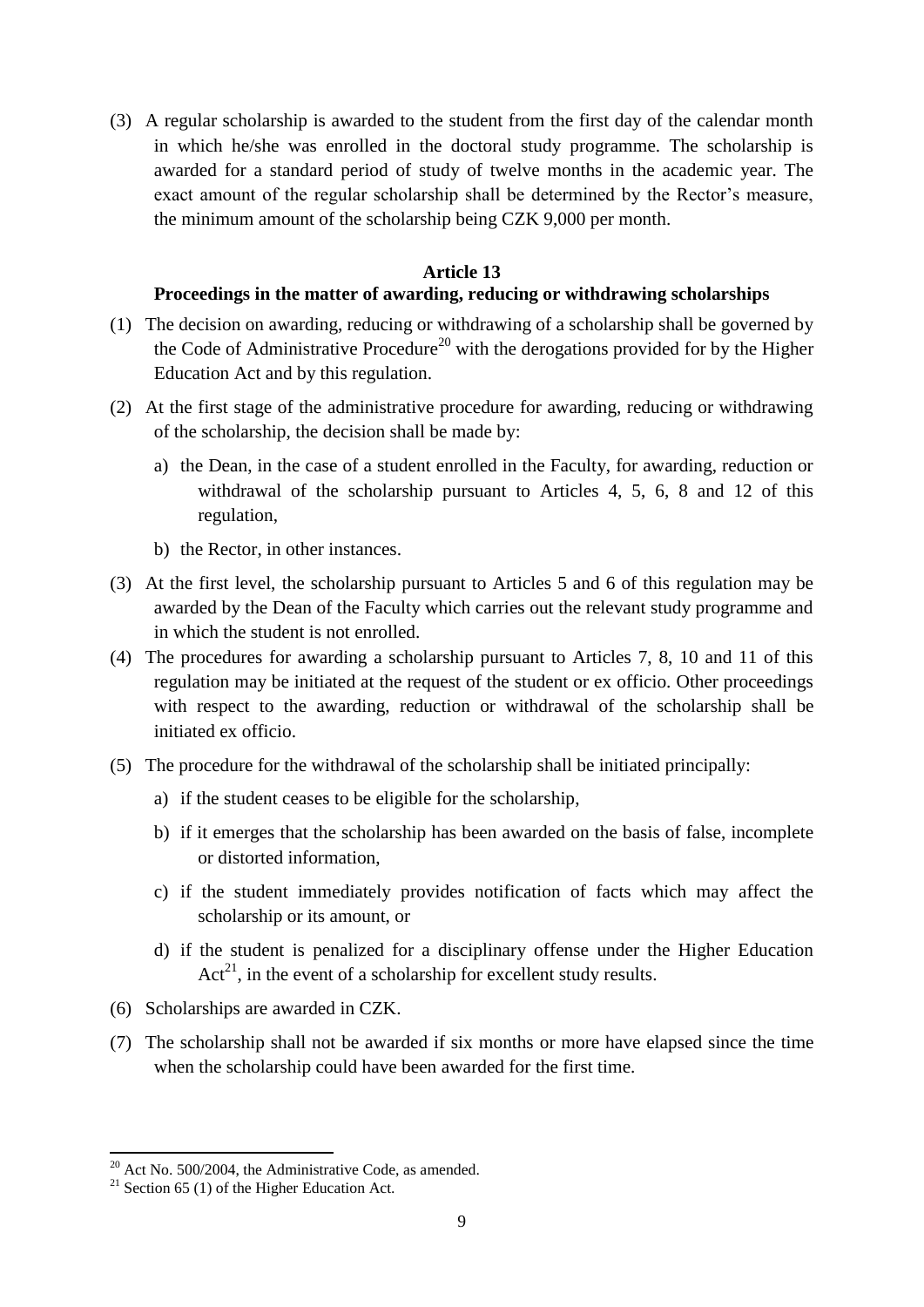(3) A regular scholarship is awarded to the student from the first day of the calendar month in which he/she was enrolled in the doctoral study programme. The scholarship is awarded for a standard period of study of twelve months in the academic year. The exact amount of the regular scholarship shall be determined by the Rector's measure, the minimum amount of the scholarship being CZK 9,000 per month.

## Article 13

## Proceedings in the matter of awarding, reducing or withdrawing scholarships

(1) The decision on awarding, reducing or withdrawing of a scholarship shall be governed by the Code of Administrative Procedure[20] with the derogations provided for by the Higher Education Act and by this regulation.

(2) At the first stage of the administrative procedure for awarding, reducing or withdrawing of the scholarship, the decision shall be made by:

a) the Dean, in the case of a student enrolled in the Faculty, for awarding, reduction or withdrawal of the scholarship pursuant to Articles 4, 5, 6, 8 and 12 of this regulation,

b) the Rector, in other instances.

(3) At the first level, the scholarship pursuant to Articles 5 and 6 of this regulation may be awarded by the Dean of the Faculty which carries out the relevant study programme and in which the student is not enrolled.

(4) The procedures for awarding a scholarship pursuant to Articles 7, 8, 10 and 11 of this regulation may be initiated at the request of the student or ex officio. Other proceedings with respect to the awarding, reduction or withdrawal of the scholarship shall be initiated ex officio.

(5) The procedure for the withdrawal of the scholarship shall be initiated principally:

a) if the student ceases to be eligible for the scholarship,

b) if it emerges that the scholarship has been awarded on the basis of false, incomplete or distorted information,

c) if the student immediately provides notification of facts which may affect the scholarship or its amount, or

d) if the student is penalized for a disciplinary offense under the Higher Education Act[21], in the event of a scholarship for excellent study results.

(6) Scholarships are awarded in CZK.

(7) The scholarship shall not be awarded if six months or more have elapsed since the time when the scholarship could have been awarded for the first time.

---

[20] Act No. 500/2004, the Administrative Code, as amended.

[21] Section 65 (1) of the Higher Education Act.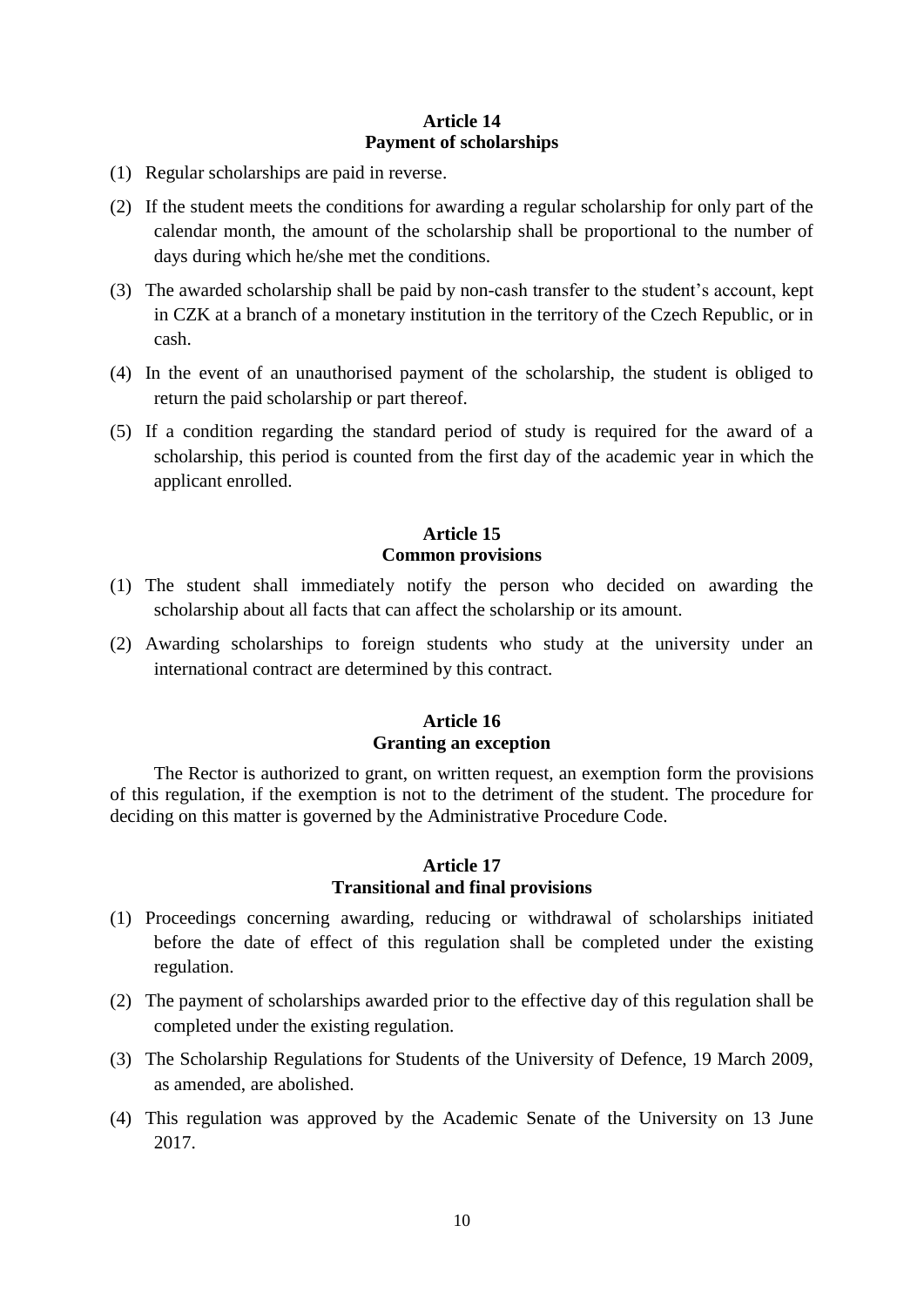## Article 14
## Payment of scholarships

(1) Regular scholarships are paid in reverse.

(2) If the student meets the conditions for awarding a regular scholarship for only part of the calendar month, the amount of the scholarship shall be proportional to the number of days during which he/she met the conditions.

(3) The awarded scholarship shall be paid by non-cash transfer to the student's account, kept in CZK at a branch of a monetary institution in the territory of the Czech Republic, or in cash.

(4) In the event of an unauthorised payment of the scholarship, the student is obliged to return the paid scholarship or part thereof.

(5) If a condition regarding the standard period of study is required for the award of a scholarship, this period is counted from the first day of the academic year in which the applicant enrolled.

## Article 15
## Common provisions

(1) The student shall immediately notify the person who decided on awarding the scholarship about all facts that can affect the scholarship or its amount.

(2) Awarding scholarships to foreign students who study at the university under an international contract are determined by this contract.

## Article 16
## Granting an exception

The Rector is authorized to grant, on written request, an exemption form the provisions of this regulation, if the exemption is not to the detriment of the student. The procedure for deciding on this matter is governed by the Administrative Procedure Code.

## Article 17
## Transitional and final provisions

(1) Proceedings concerning awarding, reducing or withdrawal of scholarships initiated before the date of effect of this regulation shall be completed under the existing regulation.

(2) The payment of scholarships awarded prior to the effective day of this regulation shall be completed under the existing regulation.

(3) The Scholarship Regulations for Students of the University of Defence, 19 March 2009, as amended, are abolished.

(4) This regulation was approved by the Academic Senate of the University on 13 June 2017.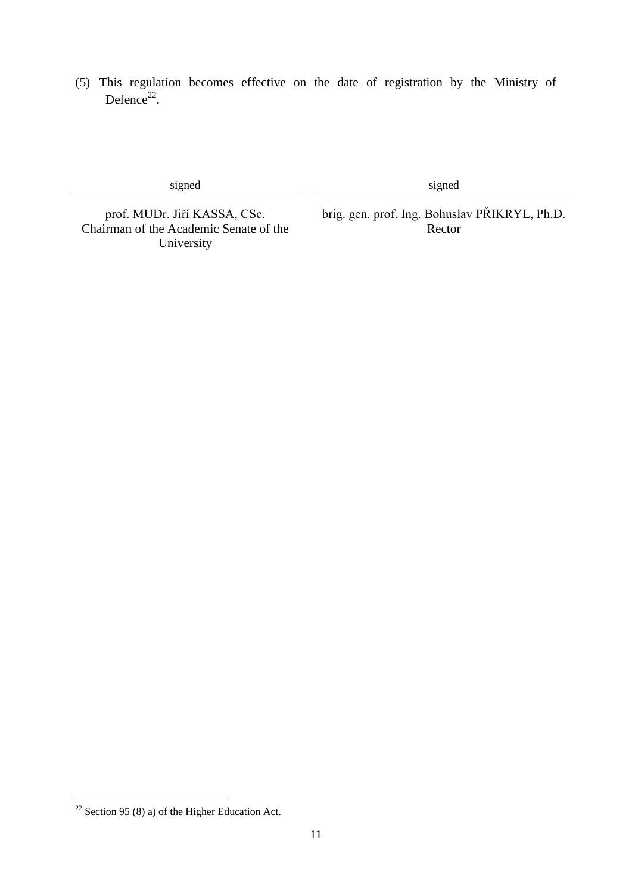(5) This regulation becomes effective on the date of registration by the Ministry of Defence[22].

| signed | signed |
|---|---|
| prof. MUDr. Jiří KASSA, CSc.<br>Chairman of the Academic Senate of the University | brig. gen. prof. Ing. Bohuslav PŘIKRYL, Ph.D.<br>Rector |

[22] Section 95 (8) a) of the Higher Education Act.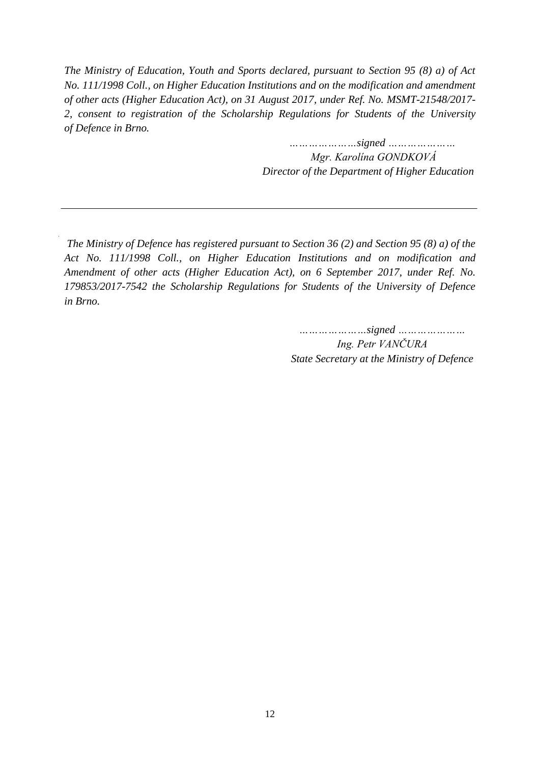*The Ministry of Education, Youth and Sports declared, pursuant to Section 95 (8) a) of Act No. 111/1998 Coll., on Higher Education Institutions and on the modification and amendment of other acts (Higher Education Act), on 31 August 2017, under Ref. No. MSMT-21548/2017-2, consent to registration of the Scholarship Regulations for Students of the University of Defence in Brno.*

*…………………signed …………………*
*Mgr. Karolína GONDKOVÁ*
*Director of the Department of Higher Education*

---

*The Ministry of Defence has registered pursuant to Section 36 (2) and Section 95 (8) a) of the Act No. 111/1998 Coll., on Higher Education Institutions and on modification and Amendment of other acts (Higher Education Act), on 6 September 2017, under Ref. No. 179853/2017-7542 the Scholarship Regulations for Students of the University of Defence in Brno.*

*…………………signed …………………*
*Ing. Petr VANČURA*
*State Secretary at the Ministry of Defence*